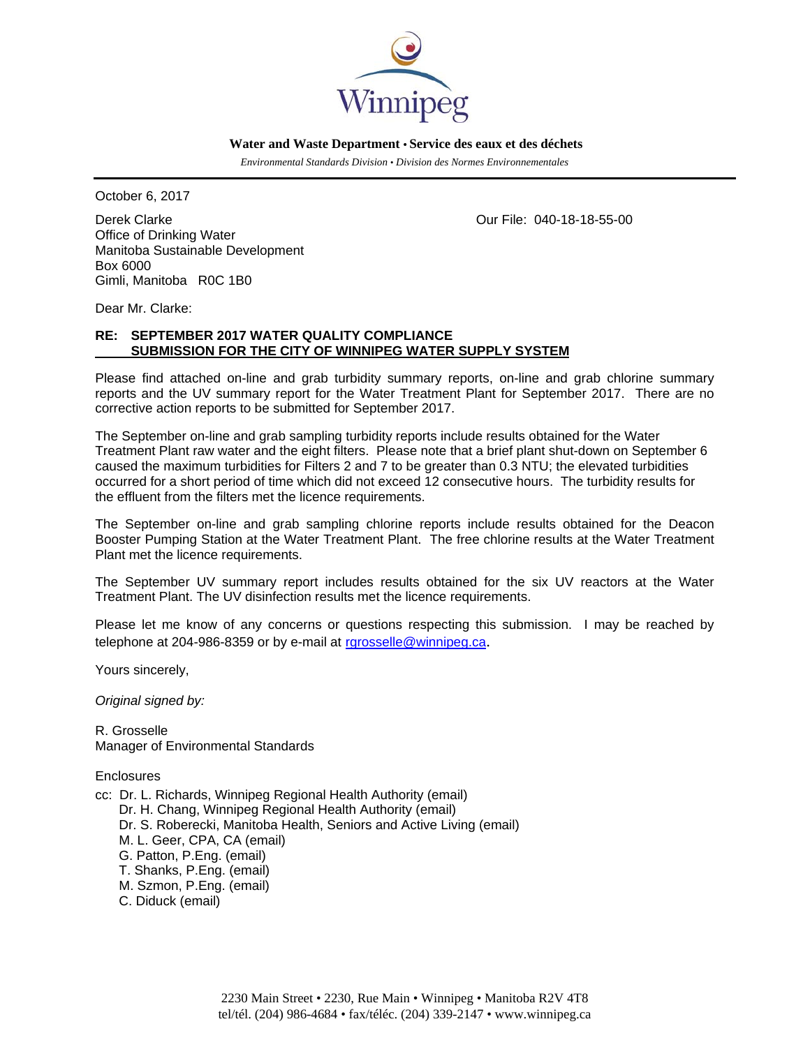Winnipeg

**Water and Waste Department • Service des eaux et des déchets**

*Environmental Standards Division • Division des Normes Environnementales*

October 6, 2017

Derek Clarke
Office of Drinking Water
Manitoba Sustainable Development
Box 6000
Gimli, Manitoba R0C 1B0

Our File: 040-18-18-55-00

Dear Mr. Clarke:

**RE: SEPTEMBER 2017 WATER QUALITY COMPLIANCE SUBMISSION FOR THE CITY OF WINNIPEG WATER SUPPLY SYSTEM**

Please find attached on-line and grab turbidity summary reports, on-line and grab chlorine summary reports and the UV summary report for the Water Treatment Plant for September 2017. There are no corrective action reports to be submitted for September 2017.

The September on-line and grab sampling turbidity reports include results obtained for the Water Treatment Plant raw water and the eight filters. Please note that a brief plant shut-down on September 6 caused the maximum turbidities for Filters 2 and 7 to be greater than 0.3 NTU; the elevated turbidities occurred for a short period of time which did not exceed 12 consecutive hours. The turbidity results for the effluent from the filters met the licence requirements.

The September on-line and grab sampling chlorine reports include results obtained for the Deacon Booster Pumping Station at the Water Treatment Plant. The free chlorine results at the Water Treatment Plant met the licence requirements.

The September UV summary report includes results obtained for the six UV reactors at the Water Treatment Plant. The UV disinfection results met the licence requirements.

Please let me know of any concerns or questions respecting this submission. I may be reached by telephone at 204-986-8359 or by e-mail at rgrosselle@winnipeg.ca.

Yours sincerely,

*Original signed by:*

R. Grosselle
Manager of Environmental Standards

Enclosures

cc: Dr. L. Richards, Winnipeg Regional Health Authority (email)
Dr. H. Chang, Winnipeg Regional Health Authority (email)
Dr. S. Roberecki, Manitoba Health, Seniors and Active Living (email)
M. L. Geer, CPA, CA (email)
G. Patton, P.Eng. (email)
T. Shanks, P.Eng. (email)
M. Szmon, P.Eng. (email)
C. Diduck (email)

2230 Main Street • 2230, Rue Main • Winnipeg • Manitoba R2V 4T8
tel/tél. (204) 986-4684 • fax/téléc. (204) 339-2147 • www.winnipeg.ca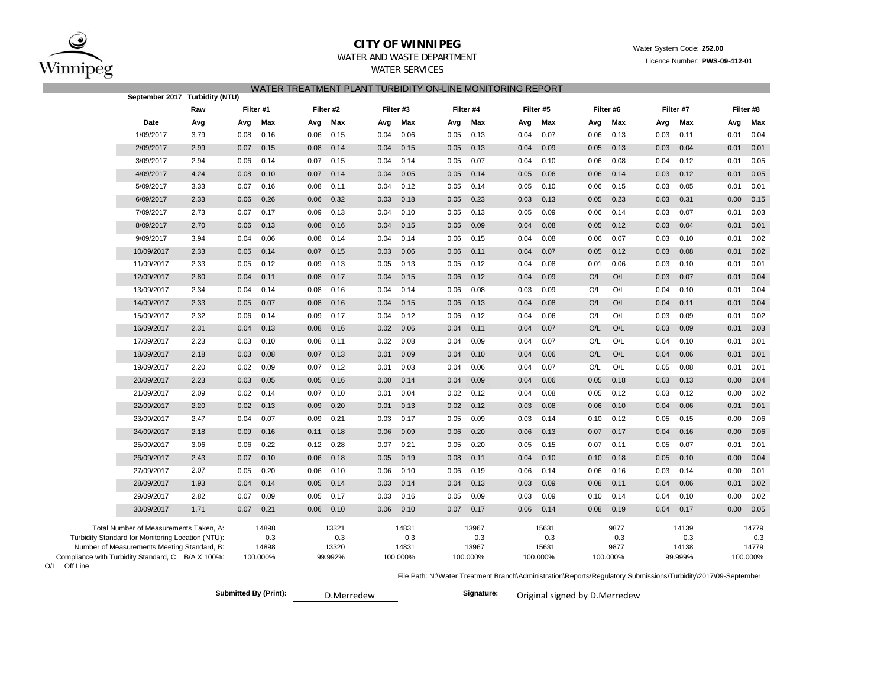# CITY OF WINNIPEG

WATER AND WASTE DEPARTMENT

WATER SERVICES

Water System Code: **252.00**

Licence Number: **PWS-09-412-01**

## WATER TREATMENT PLANT TURBIDITY ON-LINE MONITORING REPORT

**September 2017 Turbidity (NTU)**

| | Raw | Filter #1 | | Filter #2 | | Filter #3 | | Filter #4 | | Filter #5 | | Filter #6 | | Filter #7 | | Filter #8 | |
|---|---|---|---|---|---|---|---|---|---|---|---|---|---|---|---|---|---|
| **Date** | **Avg** | **Avg** | **Max** | **Avg** | **Max** | **Avg** | **Max** | **Avg** | **Max** | **Avg** | **Max** | **Avg** | **Max** | **Avg** | **Max** | **Avg** | **Max** |
| 1/09/2017 | 3.79 | 0.08 | 0.16 | 0.06 | 0.15 | 0.04 | 0.06 | 0.05 | 0.13 | 0.04 | 0.07 | 0.06 | 0.13 | 0.03 | 0.11 | 0.01 | 0.04 |
| 2/09/2017 | 2.99 | 0.07 | 0.15 | 0.08 | 0.14 | 0.04 | 0.15 | 0.05 | 0.13 | 0.04 | 0.09 | 0.05 | 0.13 | 0.03 | 0.04 | 0.01 | 0.01 |
| 3/09/2017 | 2.94 | 0.06 | 0.14 | 0.07 | 0.15 | 0.04 | 0.14 | 0.05 | 0.07 | 0.04 | 0.10 | 0.06 | 0.08 | 0.04 | 0.12 | 0.01 | 0.05 |
| 4/09/2017 | 4.24 | 0.08 | 0.10 | 0.07 | 0.14 | 0.04 | 0.05 | 0.05 | 0.14 | 0.05 | 0.06 | 0.06 | 0.14 | 0.03 | 0.12 | 0.01 | 0.05 |
| 5/09/2017 | 3.33 | 0.07 | 0.16 | 0.08 | 0.11 | 0.04 | 0.12 | 0.05 | 0.14 | 0.05 | 0.10 | 0.06 | 0.15 | 0.03 | 0.05 | 0.01 | 0.01 |
| 6/09/2017 | 2.33 | 0.06 | 0.26 | 0.06 | 0.32 | 0.03 | 0.18 | 0.05 | 0.23 | 0.03 | 0.13 | 0.05 | 0.23 | 0.03 | 0.31 | 0.00 | 0.15 |
| 7/09/2017 | 2.73 | 0.07 | 0.17 | 0.09 | 0.13 | 0.04 | 0.10 | 0.05 | 0.13 | 0.05 | 0.09 | 0.06 | 0.14 | 0.03 | 0.07 | 0.01 | 0.03 |
| 8/09/2017 | 2.70 | 0.06 | 0.13 | 0.08 | 0.16 | 0.04 | 0.15 | 0.05 | 0.09 | 0.04 | 0.08 | 0.05 | 0.12 | 0.03 | 0.04 | 0.01 | 0.01 |
| 9/09/2017 | 3.94 | 0.04 | 0.06 | 0.08 | 0.14 | 0.04 | 0.14 | 0.06 | 0.15 | 0.04 | 0.08 | 0.06 | 0.07 | 0.03 | 0.10 | 0.01 | 0.02 |
| 10/09/2017 | 2.33 | 0.05 | 0.14 | 0.07 | 0.15 | 0.03 | 0.06 | 0.06 | 0.11 | 0.04 | 0.07 | 0.05 | 0.12 | 0.03 | 0.08 | 0.01 | 0.02 |
| 11/09/2017 | 2.33 | 0.05 | 0.12 | 0.09 | 0.13 | 0.05 | 0.13 | 0.05 | 0.12 | 0.04 | 0.08 | 0.01 | 0.06 | 0.03 | 0.10 | 0.01 | 0.01 |
| 12/09/2017 | 2.80 | 0.04 | 0.11 | 0.08 | 0.17 | 0.04 | 0.15 | 0.06 | 0.12 | 0.04 | 0.09 | O/L | O/L | 0.03 | 0.07 | 0.01 | 0.04 |
| 13/09/2017 | 2.34 | 0.04 | 0.14 | 0.08 | 0.16 | 0.04 | 0.14 | 0.06 | 0.08 | 0.03 | 0.09 | O/L | O/L | 0.04 | 0.10 | 0.01 | 0.04 |
| 14/09/2017 | 2.33 | 0.05 | 0.07 | 0.08 | 0.16 | 0.04 | 0.15 | 0.06 | 0.13 | 0.04 | 0.08 | O/L | O/L | 0.04 | 0.11 | 0.01 | 0.04 |
| 15/09/2017 | 2.32 | 0.06 | 0.14 | 0.09 | 0.17 | 0.04 | 0.12 | 0.06 | 0.12 | 0.04 | 0.06 | O/L | O/L | 0.03 | 0.09 | 0.01 | 0.02 |
| 16/09/2017 | 2.31 | 0.04 | 0.13 | 0.08 | 0.16 | 0.02 | 0.06 | 0.04 | 0.11 | 0.04 | 0.07 | O/L | O/L | 0.03 | 0.09 | 0.01 | 0.03 |
| 17/09/2017 | 2.23 | 0.03 | 0.10 | 0.08 | 0.11 | 0.02 | 0.08 | 0.04 | 0.09 | 0.04 | 0.07 | O/L | O/L | 0.04 | 0.10 | 0.01 | 0.01 |
| 18/09/2017 | 2.18 | 0.03 | 0.08 | 0.07 | 0.13 | 0.01 | 0.09 | 0.04 | 0.10 | 0.04 | 0.06 | O/L | O/L | 0.04 | 0.06 | 0.01 | 0.01 |
| 19/09/2017 | 2.20 | 0.02 | 0.09 | 0.07 | 0.12 | 0.01 | 0.03 | 0.04 | 0.06 | 0.04 | 0.07 | O/L | O/L | 0.05 | 0.08 | 0.01 | 0.01 |
| 20/09/2017 | 2.23 | 0.03 | 0.05 | 0.05 | 0.16 | 0.00 | 0.14 | 0.04 | 0.09 | 0.04 | 0.06 | 0.05 | 0.18 | 0.03 | 0.13 | 0.00 | 0.04 |
| 21/09/2017 | 2.09 | 0.02 | 0.14 | 0.07 | 0.10 | 0.01 | 0.04 | 0.02 | 0.12 | 0.04 | 0.08 | 0.05 | 0.12 | 0.03 | 0.12 | 0.00 | 0.02 |
| 22/09/2017 | 2.20 | 0.02 | 0.13 | 0.09 | 0.20 | 0.01 | 0.13 | 0.02 | 0.12 | 0.03 | 0.08 | 0.06 | 0.10 | 0.04 | 0.06 | 0.01 | 0.01 |
| 23/09/2017 | 2.47 | 0.04 | 0.07 | 0.09 | 0.21 | 0.03 | 0.17 | 0.05 | 0.09 | 0.03 | 0.14 | 0.10 | 0.12 | 0.05 | 0.15 | 0.00 | 0.06 |
| 24/09/2017 | 2.18 | 0.09 | 0.16 | 0.11 | 0.18 | 0.06 | 0.09 | 0.06 | 0.20 | 0.06 | 0.13 | 0.07 | 0.17 | 0.04 | 0.16 | 0.00 | 0.06 |
| 25/09/2017 | 3.06 | 0.06 | 0.22 | 0.12 | 0.28 | 0.07 | 0.21 | 0.05 | 0.20 | 0.05 | 0.15 | 0.07 | 0.11 | 0.05 | 0.07 | 0.01 | 0.01 |
| 26/09/2017 | 2.43 | 0.07 | 0.10 | 0.06 | 0.18 | 0.05 | 0.19 | 0.08 | 0.11 | 0.04 | 0.10 | 0.10 | 0.18 | 0.05 | 0.10 | 0.00 | 0.04 |
| 27/09/2017 | 2.07 | 0.05 | 0.20 | 0.06 | 0.10 | 0.06 | 0.10 | 0.06 | 0.19 | 0.06 | 0.14 | 0.06 | 0.16 | 0.03 | 0.14 | 0.00 | 0.01 |
| 28/09/2017 | 1.93 | 0.04 | 0.14 | 0.05 | 0.14 | 0.03 | 0.14 | 0.04 | 0.13 | 0.03 | 0.09 | 0.08 | 0.11 | 0.04 | 0.06 | 0.01 | 0.02 |
| 29/09/2017 | 2.82 | 0.07 | 0.09 | 0.05 | 0.17 | 0.03 | 0.16 | 0.05 | 0.09 | 0.03 | 0.09 | 0.10 | 0.14 | 0.04 | 0.10 | 0.00 | 0.02 |
| 30/09/2017 | 1.71 | 0.07 | 0.21 | 0.06 | 0.10 | 0.06 | 0.10 | 0.07 | 0.17 | 0.06 | 0.14 | 0.08 | 0.19 | 0.04 | 0.17 | 0.00 | 0.05 |
| Total Number of Measurements Taken, A: | | 14898 | | 13321 | | 14831 | | 13967 | | 15631 | | 9877 | | 14139 | | 14779 | |
| Turbidity Standard for Monitoring Location (NTU): | | 0.3 | | 0.3 | | 0.3 | | 0.3 | | 0.3 | | 0.3 | | 0.3 | | 0.3 | |
| Number of Measurements Meeting Standard, B: | | 14898 | | 13320 | | 14831 | | 13967 | | 15631 | | 9877 | | 14138 | | 14779 | |
| Compliance with Turbidity Standard, C = B/A X 100%: | | 100.000% | | 99.992% | | 100.000% | | 100.000% | | 100.000% | | 100.000% | | 99.999% | | 100.000% | |

O/L = Off Line

File Path: N:\Water Treatment Branch\Administration\Reports\Regulatory Submissions\Turbidity\2017\09-September

**Submitted By (Print):** D.Merredew

**Signature:** Original signed by D.Merredew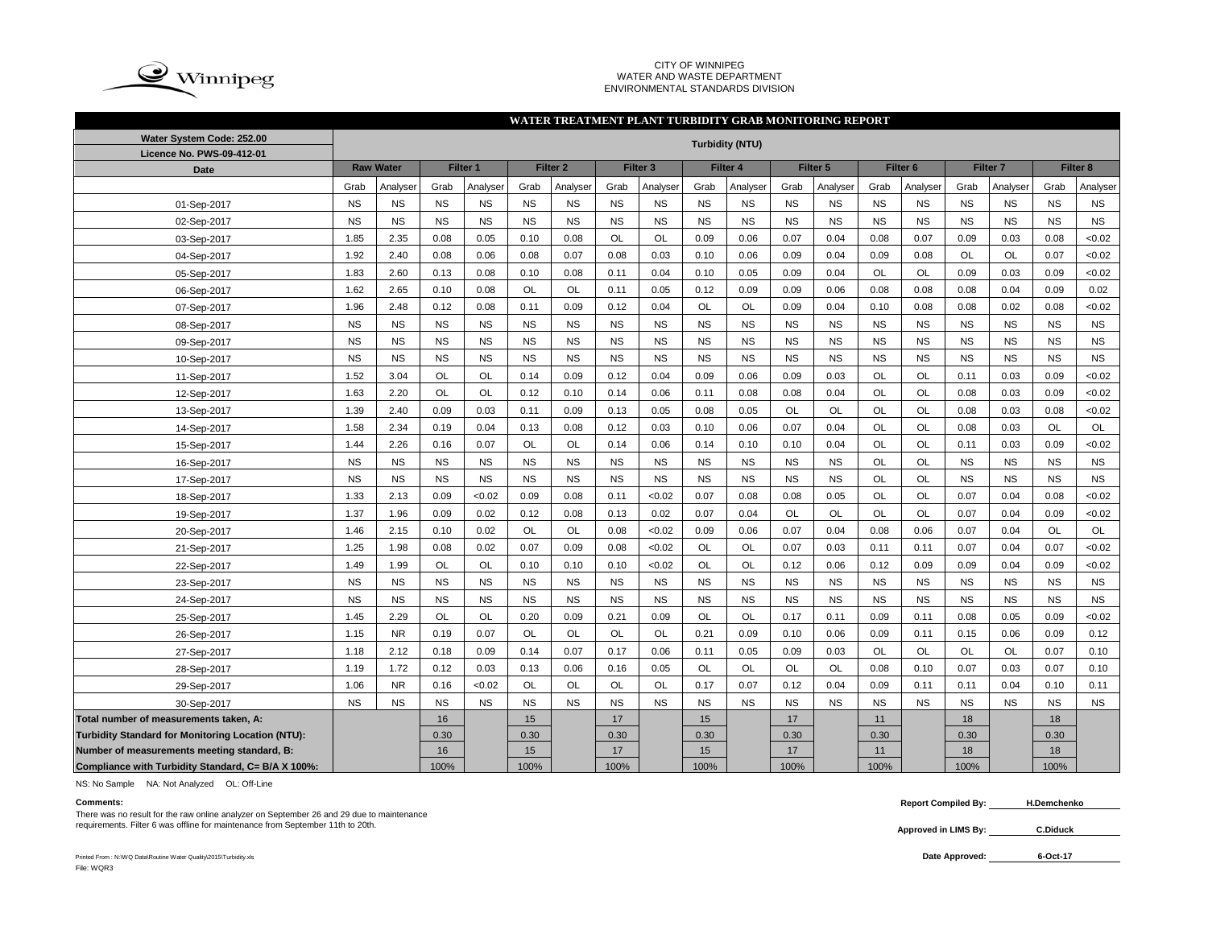CITY OF WINNIPEG
WATER AND WASTE DEPARTMENT
ENVIRONMENTAL STANDARDS DIVISION

## WATER TREATMENT PLANT TURBIDITY GRAB MONITORING REPORT

| Water System Code: 252.00 | Turbidity (NTU) | | | | | | | | | | | | | | | | | |
|---|---|---|---|---|---|---|---|---|---|---|---|---|---|---|---|---|---|---|
| Licence No. PWS-09-412-01 | | | | | | | | | | | | | | | | | | |
| Date | Raw Water | | Filter 1 | | Filter 2 | | Filter 3 | | Filter 4 | | Filter 5 | | Filter 6 | | Filter 7 | | Filter 8 | |
| | Grab | Analyser | Grab | Analyser | Grab | Analyser | Grab | Analyser | Grab | Analyser | Grab | Analyser | Grab | Analyser | Grab | Analyser | Grab | Analyser |
| 01-Sep-2017 | NS | NS | NS | NS | NS | NS | NS | NS | NS | NS | NS | NS | NS | NS | NS | NS | NS | NS |
| 02-Sep-2017 | NS | NS | NS | NS | NS | NS | NS | NS | NS | NS | NS | NS | NS | NS | NS | NS | NS | NS |
| 03-Sep-2017 | 1.85 | 2.35 | 0.08 | 0.05 | 0.10 | 0.08 | OL | OL | 0.09 | 0.06 | 0.07 | 0.04 | 0.08 | 0.07 | 0.09 | 0.03 | 0.08 | <0.02 |
| 04-Sep-2017 | 1.92 | 2.40 | 0.08 | 0.06 | 0.08 | 0.07 | 0.08 | 0.03 | 0.10 | 0.06 | 0.09 | 0.04 | 0.09 | 0.08 | OL | OL | 0.07 | <0.02 |
| 05-Sep-2017 | 1.83 | 2.60 | 0.13 | 0.08 | 0.10 | 0.08 | 0.11 | 0.04 | 0.10 | 0.05 | 0.09 | 0.04 | OL | OL | 0.09 | 0.03 | 0.09 | <0.02 |
| 06-Sep-2017 | 1.62 | 2.65 | 0.10 | 0.08 | OL | OL | 0.11 | 0.05 | 0.12 | 0.09 | 0.09 | 0.06 | 0.08 | 0.08 | 0.08 | 0.04 | 0.09 | 0.02 |
| 07-Sep-2017 | 1.96 | 2.48 | 0.12 | 0.08 | 0.11 | 0.09 | 0.12 | 0.04 | OL | OL | 0.09 | 0.04 | 0.10 | 0.08 | 0.08 | 0.02 | 0.08 | <0.02 |
| 08-Sep-2017 | NS | NS | NS | NS | NS | NS | NS | NS | NS | NS | NS | NS | NS | NS | NS | NS | NS | NS |
| 09-Sep-2017 | NS | NS | NS | NS | NS | NS | NS | NS | NS | NS | NS | NS | NS | NS | NS | NS | NS | NS |
| 10-Sep-2017 | NS | NS | NS | NS | NS | NS | NS | NS | NS | NS | NS | NS | NS | NS | NS | NS | NS | NS |
| 11-Sep-2017 | 1.52 | 3.04 | OL | OL | 0.14 | 0.09 | 0.12 | 0.04 | 0.09 | 0.06 | 0.09 | 0.03 | OL | OL | 0.11 | 0.03 | 0.09 | <0.02 |
| 12-Sep-2017 | 1.63 | 2.20 | OL | OL | 0.12 | 0.10 | 0.14 | 0.06 | 0.11 | 0.08 | 0.08 | 0.04 | OL | OL | 0.08 | 0.03 | 0.09 | <0.02 |
| 13-Sep-2017 | 1.39 | 2.40 | 0.09 | 0.03 | 0.11 | 0.09 | 0.13 | 0.05 | 0.08 | 0.05 | OL | OL | OL | OL | 0.08 | 0.03 | 0.08 | <0.02 |
| 14-Sep-2017 | 1.58 | 2.34 | 0.19 | 0.04 | 0.13 | 0.08 | 0.12 | 0.03 | 0.10 | 0.06 | 0.07 | 0.04 | OL | OL | 0.08 | 0.03 | OL | OL |
| 15-Sep-2017 | 1.44 | 2.26 | 0.16 | 0.07 | OL | OL | 0.14 | 0.06 | 0.14 | 0.10 | 0.10 | 0.04 | OL | OL | 0.11 | 0.03 | 0.09 | <0.02 |
| 16-Sep-2017 | NS | NS | NS | NS | NS | NS | NS | NS | NS | NS | NS | NS | OL | OL | NS | NS | NS | NS |
| 17-Sep-2017 | NS | NS | NS | NS | NS | NS | NS | NS | NS | NS | NS | NS | OL | OL | NS | NS | NS | NS |
| 18-Sep-2017 | 1.33 | 2.13 | 0.09 | <0.02 | 0.09 | 0.08 | 0.11 | <0.02 | 0.07 | 0.08 | 0.08 | 0.05 | OL | OL | 0.07 | 0.04 | 0.08 | <0.02 |
| 19-Sep-2017 | 1.37 | 1.96 | 0.09 | 0.02 | 0.12 | 0.08 | 0.13 | 0.02 | 0.07 | 0.04 | OL | OL | OL | OL | 0.07 | 0.04 | 0.09 | <0.02 |
| 20-Sep-2017 | 1.46 | 2.15 | 0.10 | 0.02 | OL | OL | 0.08 | <0.02 | 0.09 | 0.06 | 0.07 | 0.04 | 0.08 | 0.06 | 0.07 | 0.04 | OL | OL |
| 21-Sep-2017 | 1.25 | 1.98 | 0.08 | 0.02 | 0.07 | 0.09 | 0.08 | <0.02 | OL | OL | 0.07 | 0.03 | 0.11 | 0.11 | 0.07 | 0.04 | 0.07 | <0.02 |
| 22-Sep-2017 | 1.49 | 1.99 | OL | OL | 0.10 | 0.10 | 0.10 | <0.02 | OL | OL | 0.12 | 0.06 | 0.12 | 0.09 | 0.09 | 0.04 | 0.09 | <0.02 |
| 23-Sep-2017 | NS | NS | NS | NS | NS | NS | NS | NS | NS | NS | NS | NS | NS | NS | NS | NS | NS | NS |
| 24-Sep-2017 | NS | NS | NS | NS | NS | NS | NS | NS | NS | NS | NS | NS | NS | NS | NS | NS | NS | NS |
| 25-Sep-2017 | 1.45 | 2.29 | OL | OL | 0.20 | 0.09 | 0.21 | 0.09 | OL | OL | 0.17 | 0.11 | 0.09 | 0.11 | 0.08 | 0.05 | 0.09 | <0.02 |
| 26-Sep-2017 | 1.15 | NR | 0.19 | 0.07 | OL | OL | OL | OL | 0.21 | 0.09 | 0.10 | 0.06 | 0.09 | 0.11 | 0.15 | 0.06 | 0.09 | 0.12 |
| 27-Sep-2017 | 1.18 | 2.12 | 0.18 | 0.09 | 0.14 | 0.07 | 0.17 | 0.06 | 0.11 | 0.05 | 0.09 | 0.03 | OL | OL | OL | OL | 0.07 | 0.10 |
| 28-Sep-2017 | 1.19 | 1.72 | 0.12 | 0.03 | 0.13 | 0.06 | 0.16 | 0.05 | OL | OL | OL | OL | 0.08 | 0.10 | 0.07 | 0.03 | 0.07 | 0.10 |
| 29-Sep-2017 | 1.06 | NR | 0.16 | <0.02 | OL | OL | OL | OL | 0.17 | 0.07 | 0.12 | 0.04 | 0.09 | 0.11 | 0.11 | 0.04 | 0.10 | 0.11 |
| 30-Sep-2017 | NS | NS | NS | NS | NS | NS | NS | NS | NS | NS | NS | NS | NS | NS | NS | NS | NS | NS |
| Total number of measurements taken, A: | | | 16 | | 15 | | 17 | | 15 | | 17 | | 11 | | 18 | | 18 | |
| Turbidity Standard for Monitoring Location (NTU): | | | 0.30 | | 0.30 | | 0.30 | | 0.30 | | 0.30 | | 0.30 | | 0.30 | | 0.30 | |
| Number of measurements meeting standard, B: | | | 16 | | 15 | | 17 | | 15 | | 17 | | 11 | | 18 | | 18 | |
| Compliance with Turbidity Standard, C= B/A X 100%: | | | 100% | | 100% | | 100% | | 100% | | 100% | | 100% | | 100% | | 100% | |

NS: No Sample NA: Not Analyzed OL: Off-Line

**Comments:**

There was no result for the raw online analyzer on September 26 and 29 due to maintenance requirements. Filter 6 was offline for maintenance from September 11th to 20th.

**Report Compiled By:** H.Demchenko

**Approved in LIMS By:** C.Diduck

**Date Approved:** 6-Oct-17

Printed From : N:\WQ Data\Routine Water Quality\2015\Turbidity.xls
File: WQR3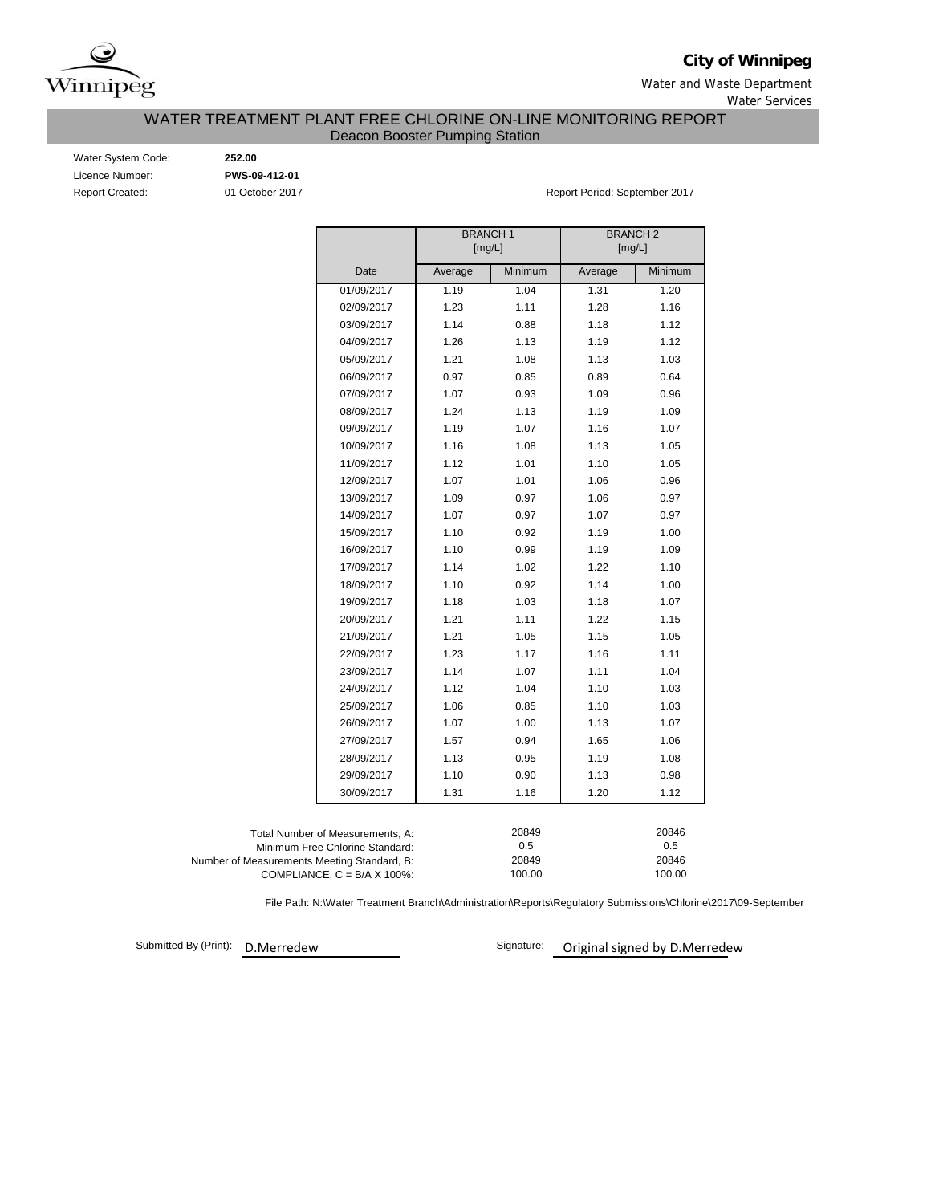**City of Winnipeg**

Water and Waste Department

Water Services

# WATER TREATMENT PLANT FREE CHLORINE ON-LINE MONITORING REPORT

## Deacon Booster Pumping Station

Water System Code: **252.00**

Licence Number: **PWS-09-412-01**

Report Created: 01 October 2017

Report Period: September 2017

| | BRANCH 1 [mg/L] | | BRANCH 2 [mg/L] | |
|---|---|---|---|---|
| Date | Average | Minimum | Average | Minimum |
| 01/09/2017 | 1.19 | 1.04 | 1.31 | 1.20 |
| 02/09/2017 | 1.23 | 1.11 | 1.28 | 1.16 |
| 03/09/2017 | 1.14 | 0.88 | 1.18 | 1.12 |
| 04/09/2017 | 1.26 | 1.13 | 1.19 | 1.12 |
| 05/09/2017 | 1.21 | 1.08 | 1.13 | 1.03 |
| 06/09/2017 | 0.97 | 0.85 | 0.89 | 0.64 |
| 07/09/2017 | 1.07 | 0.93 | 1.09 | 0.96 |
| 08/09/2017 | 1.24 | 1.13 | 1.19 | 1.09 |
| 09/09/2017 | 1.19 | 1.07 | 1.16 | 1.07 |
| 10/09/2017 | 1.16 | 1.08 | 1.13 | 1.05 |
| 11/09/2017 | 1.12 | 1.01 | 1.10 | 1.05 |
| 12/09/2017 | 1.07 | 1.01 | 1.06 | 0.96 |
| 13/09/2017 | 1.09 | 0.97 | 1.06 | 0.97 |
| 14/09/2017 | 1.07 | 0.97 | 1.07 | 0.97 |
| 15/09/2017 | 1.10 | 0.92 | 1.19 | 1.00 |
| 16/09/2017 | 1.10 | 0.99 | 1.19 | 1.09 |
| 17/09/2017 | 1.14 | 1.02 | 1.22 | 1.10 |
| 18/09/2017 | 1.10 | 0.92 | 1.14 | 1.00 |
| 19/09/2017 | 1.18 | 1.03 | 1.18 | 1.07 |
| 20/09/2017 | 1.21 | 1.11 | 1.22 | 1.15 |
| 21/09/2017 | 1.21 | 1.05 | 1.15 | 1.05 |
| 22/09/2017 | 1.23 | 1.17 | 1.16 | 1.11 |
| 23/09/2017 | 1.14 | 1.07 | 1.11 | 1.04 |
| 24/09/2017 | 1.12 | 1.04 | 1.10 | 1.03 |
| 25/09/2017 | 1.06 | 0.85 | 1.10 | 1.03 |
| 26/09/2017 | 1.07 | 1.00 | 1.13 | 1.07 |
| 27/09/2017 | 1.57 | 0.94 | 1.65 | 1.06 |
| 28/09/2017 | 1.13 | 0.95 | 1.19 | 1.08 |
| 29/09/2017 | 1.10 | 0.90 | 1.13 | 0.98 |
| 30/09/2017 | 1.31 | 1.16 | 1.20 | 1.12 |

| | BRANCH 1 | BRANCH 2 |
|---|---|---|
| Total Number of Measurements, A: | 20849 | 20846 |
| Minimum Free Chlorine Standard: | 0.5 | 0.5 |
| Number of Measurements Meeting Standard, B: | 20849 | 20846 |
| COMPLIANCE, C = B/A X 100%: | 100.00 | 100.00 |

File Path: N:\Water Treatment Branch\Administration\Reports\Regulatory Submissions\Chlorine\2017\09-September

Submitted By (Print): D.Merredew

Signature: Original signed by D.Merredew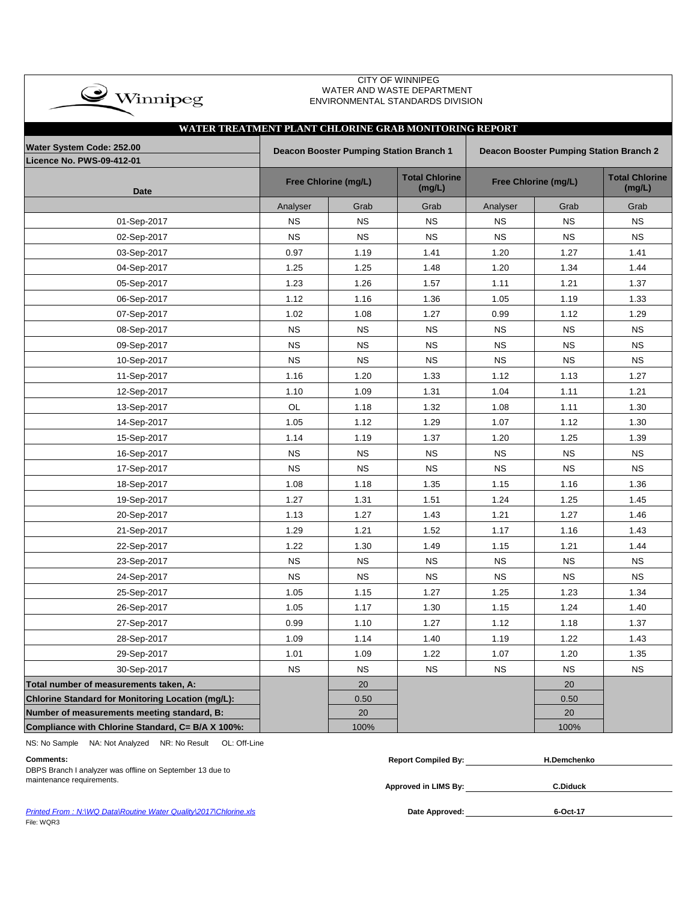CITY OF WINNIPEG
WATER AND WASTE DEPARTMENT
ENVIRONMENTAL STANDARDS DIVISION

## WATER TREATMENT PLANT CHLORINE GRAB MONITORING REPORT

| Water System Code: 252.00<br>Licence No. PWS-09-412-01 | Deacon Booster Pumping Station Branch 1 | | | Deacon Booster Pumping Station Branch 2 | | |
|---|---|---|---|---|---|---|
| Date | Free Chlorine (mg/L) | | Total Chlorine (mg/L) | Free Chlorine (mg/L) | | Total Chlorine (mg/L) |
| | Analyser | Grab | Grab | Analyser | Grab | Grab |
| 01-Sep-2017 | NS | NS | NS | NS | NS | NS |
| 02-Sep-2017 | NS | NS | NS | NS | NS | NS |
| 03-Sep-2017 | 0.97 | 1.19 | 1.41 | 1.20 | 1.27 | 1.41 |
| 04-Sep-2017 | 1.25 | 1.25 | 1.48 | 1.20 | 1.34 | 1.44 |
| 05-Sep-2017 | 1.23 | 1.26 | 1.57 | 1.11 | 1.21 | 1.37 |
| 06-Sep-2017 | 1.12 | 1.16 | 1.36 | 1.05 | 1.19 | 1.33 |
| 07-Sep-2017 | 1.02 | 1.08 | 1.27 | 0.99 | 1.12 | 1.29 |
| 08-Sep-2017 | NS | NS | NS | NS | NS | NS |
| 09-Sep-2017 | NS | NS | NS | NS | NS | NS |
| 10-Sep-2017 | NS | NS | NS | NS | NS | NS |
| 11-Sep-2017 | 1.16 | 1.20 | 1.33 | 1.12 | 1.13 | 1.27 |
| 12-Sep-2017 | 1.10 | 1.09 | 1.31 | 1.04 | 1.11 | 1.21 |
| 13-Sep-2017 | OL | 1.18 | 1.32 | 1.08 | 1.11 | 1.30 |
| 14-Sep-2017 | 1.05 | 1.12 | 1.29 | 1.07 | 1.12 | 1.30 |
| 15-Sep-2017 | 1.14 | 1.19 | 1.37 | 1.20 | 1.25 | 1.39 |
| 16-Sep-2017 | NS | NS | NS | NS | NS | NS |
| 17-Sep-2017 | NS | NS | NS | NS | NS | NS |
| 18-Sep-2017 | 1.08 | 1.18 | 1.35 | 1.15 | 1.16 | 1.36 |
| 19-Sep-2017 | 1.27 | 1.31 | 1.51 | 1.24 | 1.25 | 1.45 |
| 20-Sep-2017 | 1.13 | 1.27 | 1.43 | 1.21 | 1.27 | 1.46 |
| 21-Sep-2017 | 1.29 | 1.21 | 1.52 | 1.17 | 1.16 | 1.43 |
| 22-Sep-2017 | 1.22 | 1.30 | 1.49 | 1.15 | 1.21 | 1.44 |
| 23-Sep-2017 | NS | NS | NS | NS | NS | NS |
| 24-Sep-2017 | NS | NS | NS | NS | NS | NS |
| 25-Sep-2017 | 1.05 | 1.15 | 1.27 | 1.25 | 1.23 | 1.34 |
| 26-Sep-2017 | 1.05 | 1.17 | 1.30 | 1.15 | 1.24 | 1.40 |
| 27-Sep-2017 | 0.99 | 1.10 | 1.27 | 1.12 | 1.18 | 1.37 |
| 28-Sep-2017 | 1.09 | 1.14 | 1.40 | 1.19 | 1.22 | 1.43 |
| 29-Sep-2017 | 1.01 | 1.09 | 1.22 | 1.07 | 1.20 | 1.35 |
| 30-Sep-2017 | NS | NS | NS | NS | NS | NS |
| **Total number of measurements taken, A:** | | 20 | | | 20 | |
| **Chlorine Standard for Monitoring Location (mg/L):** | | 0.50 | | | 0.50 | |
| **Number of measurements meeting standard, B:** | | 20 | | | 20 | |
| **Compliance with Chlorine Standard, C= B/A X 100%:** | | 100% | | | 100% | |

NS: No Sample NA: Not Analyzed NR: No Result OL: Off-Line

**Comments:**
DBPS Branch I analyzer was offline on September 13 due to maintenance requirements.

**Report Compiled By:** H.Demchenko

**Approved in LIMS By:** C.Diduck

**Date Approved:** 6-Oct-17

*Printed From : N:\WQ Data\Routine Water Quality\2017\Chlorine.xls*
File: WQR3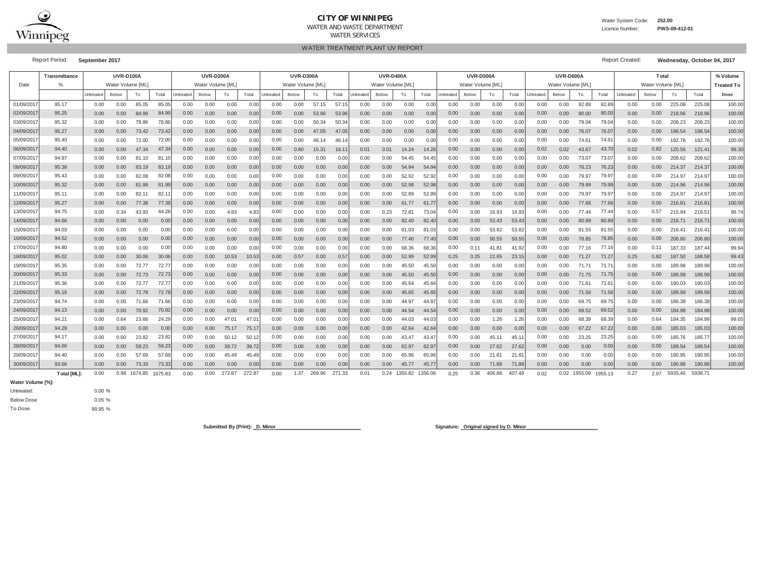# CITY OF WINNIPEG

WATER AND WASTE DEPARTMENT

WATER SERVICES

Water System Code: **252.00**

Licence Number: **PWS-09-412-01**

## WATER TREATMENT PLANT UV REPORT

Report Period: **September 2017**

Report Created: **Wednesday, October 04, 2017**

| Date | Transmittance | UVR-D100A | | | | UVR-D200A | | | | UVR-D300A | | | | UVR-D400A | | | | UVR-D500A | | | | UVR-D600A | | | | Total | | | | % Volume |
|---|---|---|---|---|---|---|---|---|---|---|---|---|---|---|---|---|---|---|---|---|---|---|---|---|---|---|---|---|---|---|
| | % | Water Volume [ML] | | | | Water Volume [ML] | | | | Water Volume [ML] | | | | Water Volume [ML] | | | | Water Volume [ML] | | | | Water Volume [ML] | | | | Water Volume [ML] | | | | Treated To |
| | | Untreated | Below | To | Total | Untreated | Below | To | Total | Untreated | Below | To | Total | Untreated | Below | To | Total | Untreated | Below | To | Total | Untreated | Below | To | Total | Untreated | Below | To | Total | Dose |
| 01/09/2017 | 95.17 | 0.00 | 0.00 | 85.05 | 85.05 | 0.00 | 0.00 | 0.00 | 0.00 | 0.00 | 0.00 | 57.15 | 57.15 | 0.00 | 0.00 | 0.00 | 0.00 | 0.00 | 0.00 | 0.00 | 0.00 | 0.00 | 0.00 | 82.89 | 82.89 | 0.00 | 0.00 | 225.08 | 225.08 | 100.00 |
| 02/09/2017 | 95.25 | 0.00 | 0.00 | 84.99 | 84.99 | 0.00 | 0.00 | 0.00 | 0.00 | 0.00 | 0.00 | 53.96 | 53.96 | 0.00 | 0.00 | 0.00 | 0.00 | 0.00 | 0.00 | 0.00 | 0.00 | 0.00 | 0.00 | 80.00 | 80.00 | 0.00 | 0.00 | 218.96 | 218.96 | 100.00 |
| 03/09/2017 | 95.32 | 0.00 | 0.00 | 78.86 | 78.86 | 0.00 | 0.00 | 0.00 | 0.00 | 0.00 | 0.00 | 50.34 | 50.34 | 0.00 | 0.00 | 0.00 | 0.00 | 0.00 | 0.00 | 0.00 | 0.00 | 0.00 | 0.00 | 79.04 | 79.04 | 0.00 | 0.00 | 208.23 | 208.23 | 100.00 |
| 04/09/2017 | 95.27 | 0.00 | 0.00 | 73.42 | 73.42 | 0.00 | 0.00 | 0.00 | 0.00 | 0.00 | 0.00 | 47.05 | 47.05 | 0.00 | 0.00 | 0.00 | 0.00 | 0.00 | 0.00 | 0.00 | 0.00 | 0.00 | 0.00 | 76.07 | 76.07 | 0.00 | 0.00 | 196.54 | 196.54 | 100.00 |
| 05/09/2017 | 95.40 | 0.00 | 0.00 | 72.00 | 72.00 | 0.00 | 0.00 | 0.00 | 0.00 | 0.00 | 0.00 | 46.14 | 46.14 | 0.00 | 0.00 | 0.00 | 0.00 | 0.00 | 0.00 | 0.00 | 0.00 | 0.00 | 0.00 | 74.61 | 74.61 | 0.00 | 0.00 | 192.76 | 192.76 | 100.00 |
| 06/09/2017 | 94.40 | 0.00 | 0.00 | 47.34 | 47.34 | 0.00 | 0.00 | 0.00 | 0.00 | 0.00 | 0.80 | 15.31 | 16.11 | 0.01 | 0.01 | 14.24 | 14.26 | 0.00 | 0.00 | 0.00 | 0.00 | 0.02 | 0.02 | 43.67 | 43.70 | 0.02 | 0.82 | 120.56 | 121.41 | 99.30 |
| 07/09/2017 | 94.97 | 0.00 | 0.00 | 81.10 | 81.10 | 0.00 | 0.00 | 0.00 | 0.00 | 0.00 | 0.00 | 0.00 | 0.00 | 0.00 | 0.00 | 54.45 | 54.45 | 0.00 | 0.00 | 0.00 | 0.00 | 0.00 | 0.00 | 73.07 | 73.07 | 0.00 | 0.00 | 208.62 | 208.62 | 100.00 |
| 08/09/2017 | 95.38 | 0.00 | 0.00 | 83.19 | 83.19 | 0.00 | 0.00 | 0.00 | 0.00 | 0.00 | 0.00 | 0.00 | 0.00 | 0.00 | 0.00 | 54.94 | 54.94 | 0.00 | 0.00 | 0.00 | 0.00 | 0.00 | 0.00 | 76.23 | 76.23 | 0.00 | 0.00 | 214.37 | 214.37 | 100.00 |
| 09/09/2017 | 95.43 | 0.00 | 0.00 | 82.08 | 82.08 | 0.00 | 0.00 | 0.00 | 0.00 | 0.00 | 0.00 | 0.00 | 0.00 | 0.00 | 0.00 | 52.92 | 52.92 | 0.00 | 0.00 | 0.00 | 0.00 | 0.00 | 0.00 | 79.97 | 79.97 | 0.00 | 0.00 | 214.97 | 214.97 | 100.00 |
| 10/09/2017 | 95.32 | 0.00 | 0.00 | 81.99 | 81.99 | 0.00 | 0.00 | 0.00 | 0.00 | 0.00 | 0.00 | 0.00 | 0.00 | 0.00 | 0.00 | 52.98 | 52.98 | 0.00 | 0.00 | 0.00 | 0.00 | 0.00 | 0.00 | 79.99 | 79.99 | 0.00 | 0.00 | 214.96 | 214.96 | 100.00 |
| 11/09/2017 | 95.11 | 0.00 | 0.00 | 82.11 | 82.11 | 0.00 | 0.00 | 0.00 | 0.00 | 0.00 | 0.00 | 0.00 | 0.00 | 0.00 | 0.00 | 52.89 | 52.89 | 0.00 | 0.00 | 0.00 | 0.00 | 0.00 | 0.00 | 79.97 | 79.97 | 0.00 | 0.00 | 214.97 | 214.97 | 100.00 |
| 12/09/2017 | 95.27 | 0.00 | 0.00 | 77.38 | 77.38 | 0.00 | 0.00 | 0.00 | 0.00 | 0.00 | 0.00 | 0.00 | 0.00 | 0.00 | 0.00 | 61.77 | 61.77 | 0.00 | 0.00 | 0.00 | 0.00 | 0.00 | 0.00 | 77.66 | 77.66 | 0.00 | 0.00 | 216.81 | 216.81 | 100.00 |
| 13/09/2017 | 94.75 | 0.00 | 0.34 | 43.93 | 44.28 | 0.00 | 0.00 | 4.83 | 4.83 | 0.00 | 0.00 | 0.00 | 0.00 | 0.00 | 0.23 | 72.81 | 73.04 | 0.00 | 0.00 | 16.93 | 16.93 | 0.00 | 0.00 | 77.44 | 77.44 | 0.00 | 0.57 | 215.94 | 216.51 | 99.74 |
| 14/09/2017 | 94.66 | 0.00 | 0.00 | 0.00 | 0.00 | 0.00 | 0.00 | 0.00 | 0.00 | 0.00 | 0.00 | 0.00 | 0.00 | 0.00 | 0.00 | 82.40 | 82.40 | 0.00 | 0.00 | 53.43 | 53.43 | 0.00 | 0.00 | 80.89 | 80.89 | 0.00 | 0.00 | 216.71 | 216.71 | 100.00 |
| 15/09/2017 | 94.03 | 0.00 | 0.00 | 0.00 | 0.00 | 0.00 | 0.00 | 0.00 | 0.00 | 0.00 | 0.00 | 0.00 | 0.00 | 0.00 | 0.00 | 81.03 | 81.03 | 0.00 | 0.00 | 53.82 | 53.82 | 0.00 | 0.00 | 81.55 | 81.55 | 0.00 | 0.00 | 216.41 | 216.41 | 100.00 |
| 16/09/2017 | 94.52 | 0.00 | 0.00 | 0.00 | 0.00 | 0.00 | 0.00 | 0.00 | 0.00 | 0.00 | 0.00 | 0.00 | 0.00 | 0.00 | 0.00 | 77.40 | 77.40 | 0.00 | 0.00 | 50.55 | 50.55 | 0.00 | 0.00 | 78.85 | 78.85 | 0.00 | 0.00 | 206.80 | 206.80 | 100.00 |
| 17/09/2017 | 94.80 | 0.00 | 0.00 | 0.00 | 0.00 | 0.00 | 0.00 | 0.00 | 0.00 | 0.00 | 0.00 | 0.00 | 0.00 | 0.00 | 0.00 | 68.36 | 68.36 | 0.00 | 0.11 | 41.81 | 41.92 | 0.00 | 0.00 | 77.16 | 77.16 | 0.00 | 0.11 | 187.33 | 187.44 | 99.94 |
| 18/09/2017 | 95.02 | 0.00 | 0.00 | 30.06 | 30.06 | 0.00 | 0.00 | 10.53 | 10.53 | 0.00 | 0.57 | 0.00 | 0.57 | 0.00 | 0.00 | 52.99 | 52.99 | 0.25 | 0.25 | 22.65 | 23.15 | 0.00 | 0.00 | 71.27 | 71.27 | 0.25 | 0.82 | 187.50 | 188.58 | 99.43 |
| 19/09/2017 | 95.35 | 0.00 | 0.00 | 72.77 | 72.77 | 0.00 | 0.00 | 0.00 | 0.00 | 0.00 | 0.00 | 0.00 | 0.00 | 0.00 | 0.00 | 45.50 | 45.50 | 0.00 | 0.00 | 0.00 | 0.00 | 0.00 | 0.00 | 71.71 | 71.71 | 0.00 | 0.00 | 189.98 | 189.98 | 100.00 |
| 20/09/2017 | 95.33 | 0.00 | 0.00 | 72.73 | 72.73 | 0.00 | 0.00 | 0.00 | 0.00 | 0.00 | 0.00 | 0.00 | 0.00 | 0.00 | 0.00 | 45.50 | 45.50 | 0.00 | 0.00 | 0.00 | 0.00 | 0.00 | 0.00 | 71.75 | 71.75 | 0.00 | 0.00 | 189.99 | 189.99 | 100.00 |
| 21/09/2017 | 95.36 | 0.00 | 0.00 | 72.77 | 72.77 | 0.00 | 0.00 | 0.00 | 0.00 | 0.00 | 0.00 | 0.00 | 0.00 | 0.00 | 0.00 | 45.64 | 45.64 | 0.00 | 0.00 | 0.00 | 0.00 | 0.00 | 0.00 | 71.61 | 71.61 | 0.00 | 0.00 | 190.03 | 190.03 | 100.00 |
| 22/09/2017 | 95.16 | 0.00 | 0.00 | 72.78 | 72.78 | 0.00 | 0.00 | 0.00 | 0.00 | 0.00 | 0.00 | 0.00 | 0.00 | 0.00 | 0.00 | 45.65 | 45.65 | 0.00 | 0.00 | 0.00 | 0.00 | 0.00 | 0.00 | 71.56 | 71.56 | 0.00 | 0.00 | 189.99 | 189.99 | 100.00 |
| 23/09/2017 | 94.74 | 0.00 | 0.00 | 71.66 | 71.66 | 0.00 | 0.00 | 0.00 | 0.00 | 0.00 | 0.00 | 0.00 | 0.00 | 0.00 | 0.00 | 44.97 | 44.97 | 0.00 | 0.00 | 0.00 | 0.00 | 0.00 | 0.00 | 69.75 | 69.75 | 0.00 | 0.00 | 186.38 | 186.38 | 100.00 |
| 24/09/2017 | 94.13 | 0.00 | 0.00 | 70.92 | 70.92 | 0.00 | 0.00 | 0.00 | 0.00 | 0.00 | 0.00 | 0.00 | 0.00 | 0.00 | 0.00 | 44.54 | 44.54 | 0.00 | 0.00 | 0.00 | 0.00 | 0.00 | 0.00 | 69.52 | 69.52 | 0.00 | 0.00 | 184.98 | 184.98 | 100.00 |
| 25/09/2017 | 94.21 | 0.00 | 0.64 | 23.66 | 24.29 | 0.00 | 0.00 | 47.01 | 47.01 | 0.00 | 0.00 | 0.00 | 0.00 | 0.00 | 0.00 | 44.03 | 44.03 | 0.00 | 0.00 | 1.26 | 1.26 | 0.00 | 0.00 | 68.39 | 68.39 | 0.00 | 0.64 | 184.35 | 184.99 | 99.65 |
| 26/09/2017 | 94.29 | 0.00 | 0.00 | 0.00 | 0.00 | 0.00 | 0.00 | 75.17 | 75.17 | 0.00 | 0.00 | 0.00 | 0.00 | 0.00 | 0.00 | 42.64 | 42.64 | 0.00 | 0.00 | 0.00 | 0.00 | 0.00 | 0.00 | 67.22 | 67.22 | 0.00 | 0.00 | 185.03 | 185.03 | 100.00 |
| 27/09/2017 | 94.17 | 0.00 | 0.00 | 23.82 | 23.82 | 0.00 | 0.00 | 50.12 | 50.12 | 0.00 | 0.00 | 0.00 | 0.00 | 0.00 | 0.00 | 43.47 | 43.47 | 0.00 | 0.00 | 45.11 | 45.11 | 0.00 | 0.00 | 23.25 | 23.25 | 0.00 | 0.00 | 185.76 | 185.77 | 100.00 |
| 28/09/2017 | 94.66 | 0.00 | 0.00 | 59.23 | 59.23 | 0.00 | 0.00 | 39.72 | 39.72 | 0.00 | 0.00 | 0.00 | 0.00 | 0.00 | 0.00 | 62.97 | 62.97 | 0.00 | 0.00 | 27.62 | 27.62 | 0.00 | 0.00 | 0.00 | 0.00 | 0.00 | 0.00 | 189.54 | 189.54 | 100.00 |
| 29/09/2017 | 94.40 | 0.00 | 0.00 | 57.69 | 57.69 | 0.00 | 0.00 | 45.49 | 45.49 | 0.00 | 0.00 | 0.00 | 0.00 | 0.00 | 0.00 | 65.96 | 65.96 | 0.00 | 0.00 | 21.81 | 21.81 | 0.00 | 0.00 | 0.00 | 0.00 | 0.00 | 0.00 | 190.95 | 190.95 | 100.00 |
| 30/09/2017 | 93.66 | 0.00 | 0.00 | 73.33 | 73.33 | 0.00 | 0.00 | 0.00 | 0.00 | 0.00 | 0.00 | 0.00 | 0.00 | 0.00 | 0.00 | 45.77 | 45.77 | 0.00 | 0.00 | 71.89 | 71.89 | 0.00 | 0.00 | 0.00 | 0.00 | 0.00 | 0.00 | 190.98 | 190.98 | 100.00 |
| | **Total [ML]:** | 0.00 | 0.98 | 1674.85 | 1675.83 | 0.00 | 0.00 | 272.87 | 272.87 | 0.00 | 1.37 | 269.96 | 271.33 | 0.01 | 0.24 | 1355.82 | 1356.06 | 0.25 | 0.36 | 406.88 | 407.49 | 0.02 | 0.02 | 1955.09 | 1955.13 | 0.27 | 2.97 | 5935.46 | 5938.71 | |

**Water Volume [%]:**

Untreated: 0.00 %

Below Dose 0.05 %

To Dose 99.95 %

**Submitted By (Print): _D. Minor_____________________________**

**Signature: _Original signed by D. Minor_________________________**